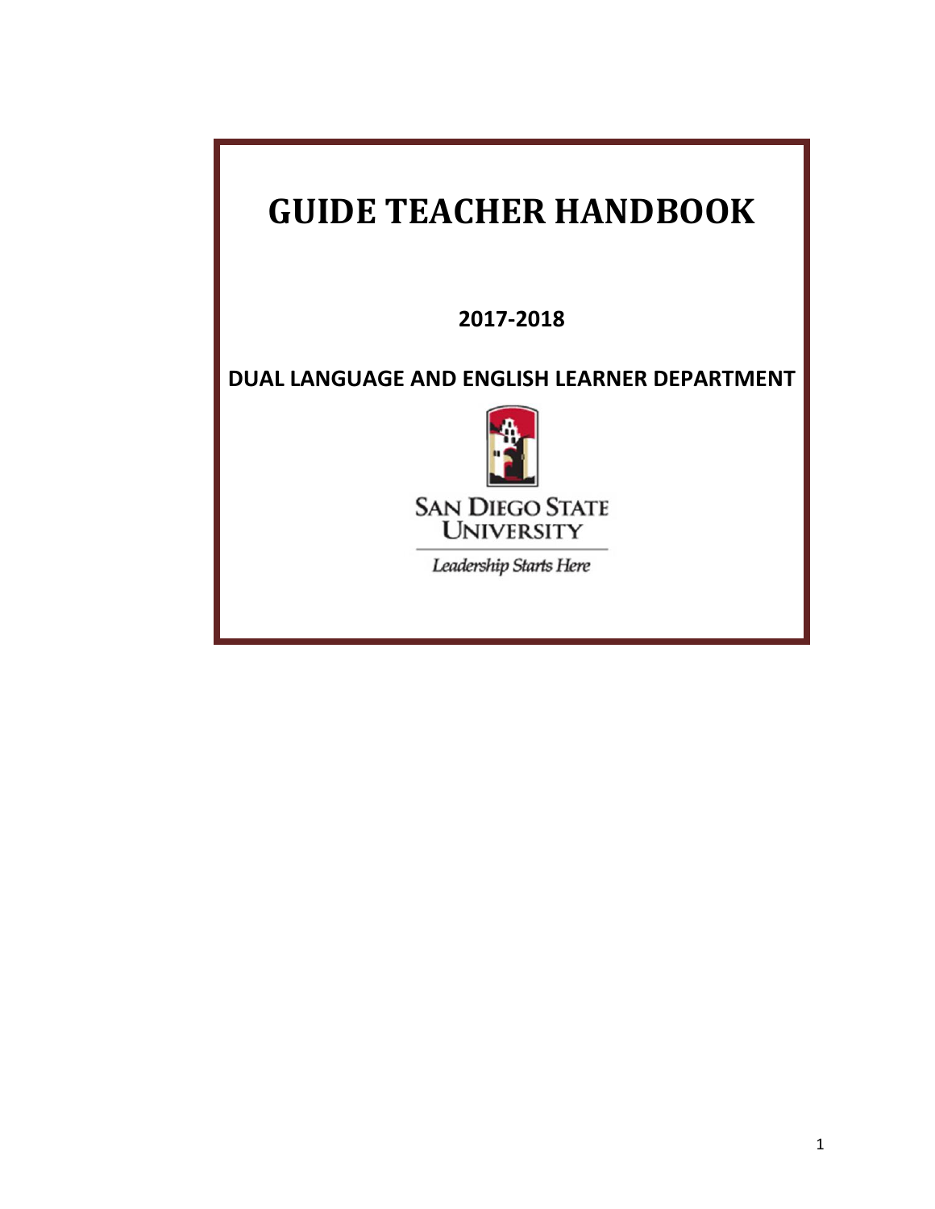# GUIDE TEACHER HANDBOOK

**2017-2018**

**DUAL LANGUAGE AND ENGLISH LEARNER DEPARTMENT**

SAN DIEGO STATE UNIVERSITY

*Leadership Starts Here*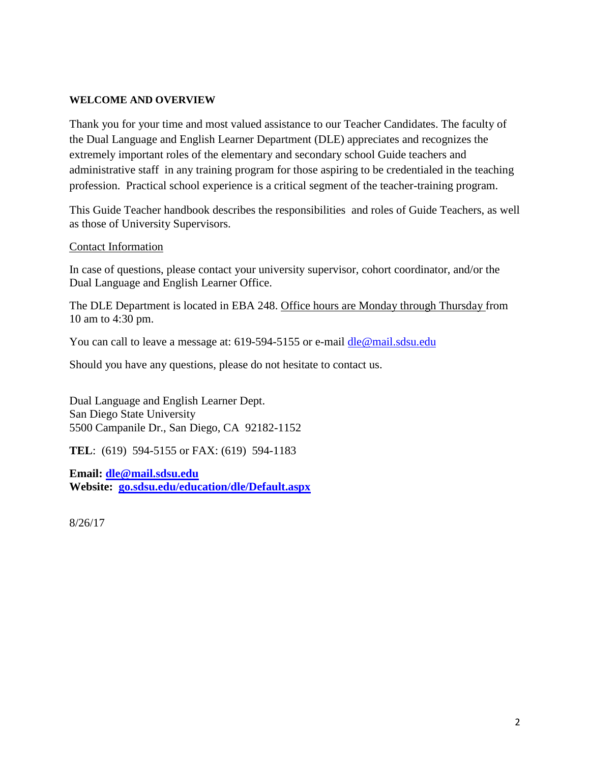## WELCOME AND OVERVIEW

Thank you for your time and most valued assistance to our Teacher Candidates. The faculty of the Dual Language and English Learner Department (DLE) appreciates and recognizes the extremely important roles of the elementary and secondary school Guide teachers and administrative staff in any training program for those aspiring to be credentialed in the teaching profession. Practical school experience is a critical segment of the teacher-training program.

This Guide Teacher handbook describes the responsibilities and roles of Guide Teachers, as well as those of University Supervisors.

Contact Information

In case of questions, please contact your university supervisor, cohort coordinator, and/or the Dual Language and English Learner Office.

The DLE Department is located in EBA 248. Office hours are Monday through Thursday from 10 am to 4:30 pm.

You can call to leave a message at: 619-594-5155 or e-mail dle@mail.sdsu.edu

Should you have any questions, please do not hesitate to contact us.

Dual Language and English Learner Dept.
San Diego State University
5500 Campanile Dr., San Diego, CA 92182-1152

**TEL**: (619) 594-5155 or FAX: (619) 594-1183

**Email: dle@mail.sdsu.edu**
**Website: go.sdsu.edu/education/dle/Default.aspx**

8/26/17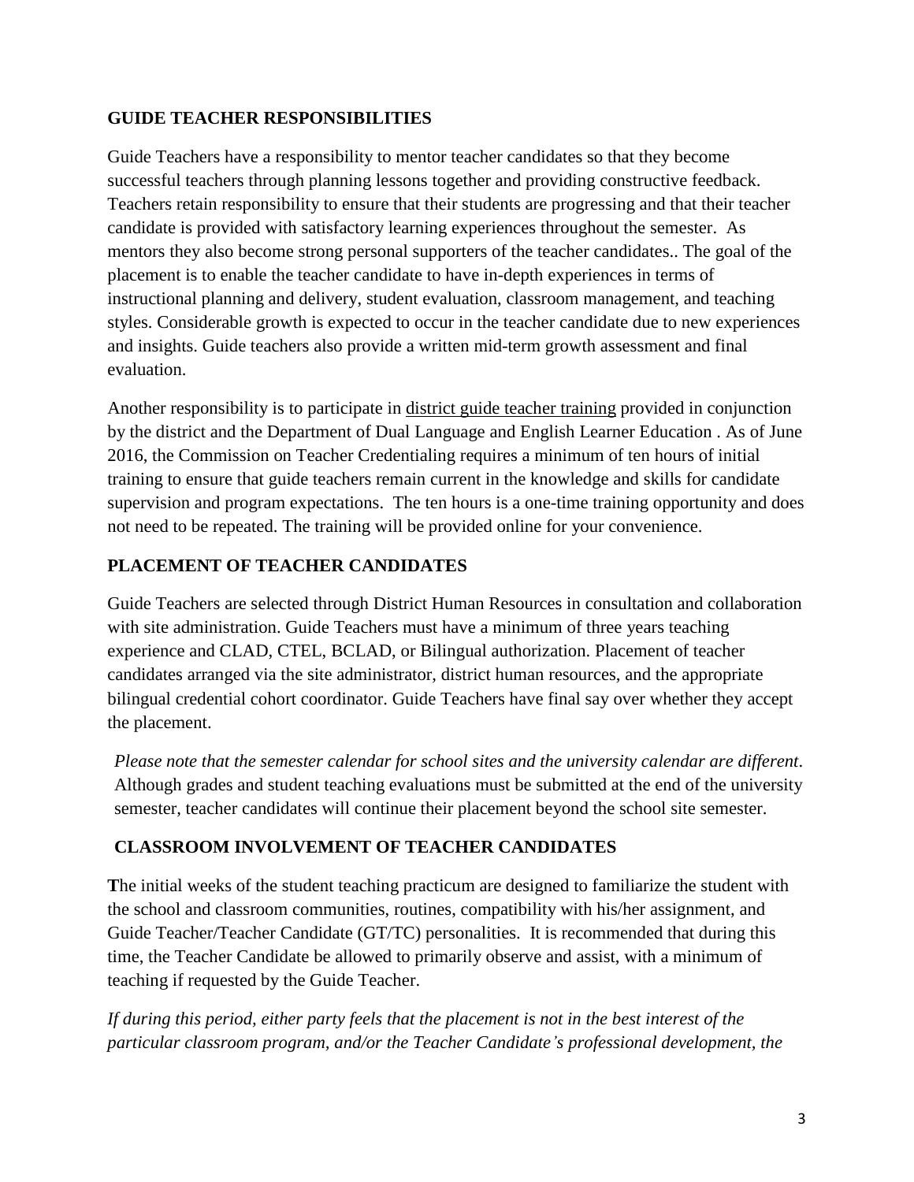## GUIDE TEACHER RESPONSIBILITIES

Guide Teachers have a responsibility to mentor teacher candidates so that they become successful teachers through planning lessons together and providing constructive feedback. Teachers retain responsibility to ensure that their students are progressing and that their teacher candidate is provided with satisfactory learning experiences throughout the semester. As mentors they also become strong personal supporters of the teacher candidates.. The goal of the placement is to enable the teacher candidate to have in-depth experiences in terms of instructional planning and delivery, student evaluation, classroom management, and teaching styles. Considerable growth is expected to occur in the teacher candidate due to new experiences and insights. Guide teachers also provide a written mid-term growth assessment and final evaluation.

Another responsibility is to participate in district guide teacher training provided in conjunction by the district and the Department of Dual Language and English Learner Education . As of June 2016, the Commission on Teacher Credentialing requires a minimum of ten hours of initial training to ensure that guide teachers remain current in the knowledge and skills for candidate supervision and program expectations. The ten hours is a one-time training opportunity and does not need to be repeated. The training will be provided online for your convenience.

## PLACEMENT OF TEACHER CANDIDATES

Guide Teachers are selected through District Human Resources in consultation and collaboration with site administration. Guide Teachers must have a minimum of three years teaching experience and CLAD, CTEL, BCLAD, or Bilingual authorization. Placement of teacher candidates arranged via the site administrator, district human resources, and the appropriate bilingual credential cohort coordinator. Guide Teachers have final say over whether they accept the placement.

*Please note that the semester calendar for school sites and the university calendar are different*. Although grades and student teaching evaluations must be submitted at the end of the university semester, teacher candidates will continue their placement beyond the school site semester.

## CLASSROOM INVOLVEMENT OF TEACHER CANDIDATES

**T**he initial weeks of the student teaching practicum are designed to familiarize the student with the school and classroom communities, routines, compatibility with his/her assignment, and Guide Teacher/Teacher Candidate (GT/TC) personalities. It is recommended that during this time, the Teacher Candidate be allowed to primarily observe and assist, with a minimum of teaching if requested by the Guide Teacher.

*If during this period, either party feels that the placement is not in the best interest of the particular classroom program, and/or the Teacher Candidate's professional development, the*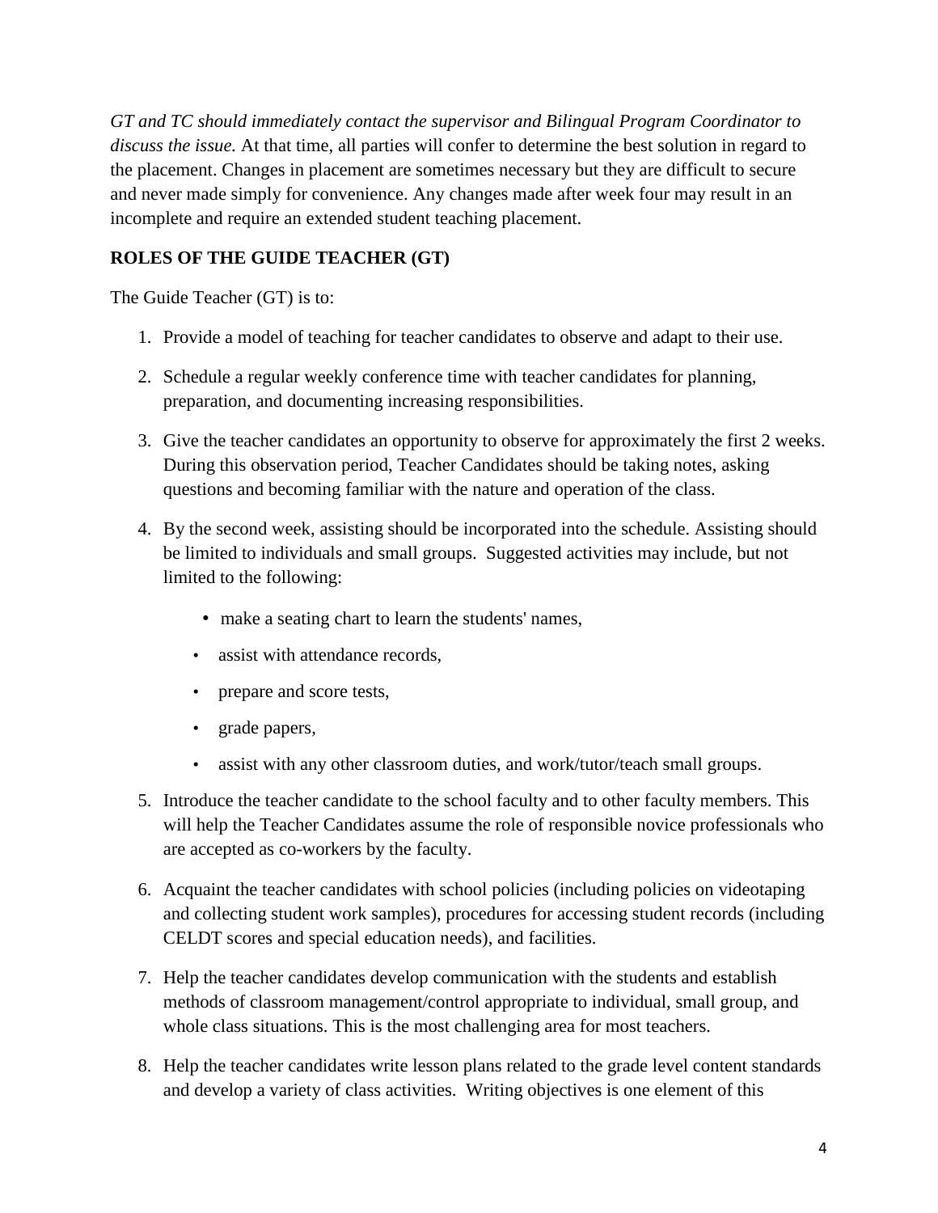*GT and TC should immediately contact the supervisor and Bilingual Program Coordinator to discuss the issue.* At that time, all parties will confer to determine the best solution in regard to the placement. Changes in placement are sometimes necessary but they are difficult to secure and never made simply for convenience. Any changes made after week four may result in an incomplete and require an extended student teaching placement.

## ROLES OF THE GUIDE TEACHER (GT)

The Guide Teacher (GT) is to:

1. Provide a model of teaching for teacher candidates to observe and adapt to their use.
2. Schedule a regular weekly conference time with teacher candidates for planning, preparation, and documenting increasing responsibilities.
3. Give the teacher candidates an opportunity to observe for approximately the first 2 weeks. During this observation period, Teacher Candidates should be taking notes, asking questions and becoming familiar with the nature and operation of the class.
4. By the second week, assisting should be incorporated into the schedule. Assisting should be limited to individuals and small groups. Suggested activities may include, but not limited to the following:
   - make a seating chart to learn the students' names,
   - assist with attendance records,
   - prepare and score tests,
   - grade papers,
   - assist with any other classroom duties, and work/tutor/teach small groups.
5. Introduce the teacher candidate to the school faculty and to other faculty members. This will help the Teacher Candidates assume the role of responsible novice professionals who are accepted as co-workers by the faculty.
6. Acquaint the teacher candidates with school policies (including policies on videotaping and collecting student work samples), procedures for accessing student records (including CELDT scores and special education needs), and facilities.
7. Help the teacher candidates develop communication with the students and establish methods of classroom management/control appropriate to individual, small group, and whole class situations. This is the most challenging area for most teachers.
8. Help the teacher candidates write lesson plans related to the grade level content standards and develop a variety of class activities. Writing objectives is one element of this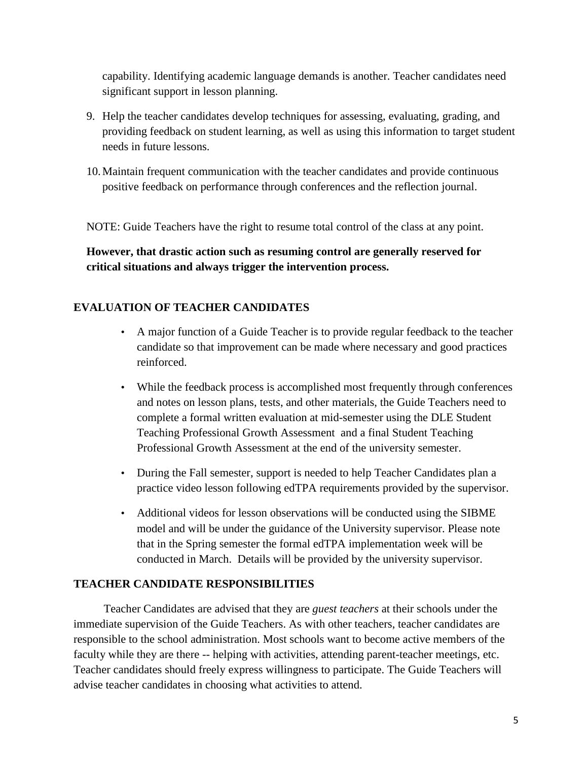capability. Identifying academic language demands is another. Teacher candidates need significant support in lesson planning.

9. Help the teacher candidates develop techniques for assessing, evaluating, grading, and providing feedback on student learning, as well as using this information to target student needs in future lessons.

10. Maintain frequent communication with the teacher candidates and provide continuous positive feedback on performance through conferences and the reflection journal.

NOTE: Guide Teachers have the right to resume total control of the class at any point.

**However, that drastic action such as resuming control are generally reserved for critical situations and always trigger the intervention process.**

## EVALUATION OF TEACHER CANDIDATES

- A major function of a Guide Teacher is to provide regular feedback to the teacher candidate so that improvement can be made where necessary and good practices reinforced.
- While the feedback process is accomplished most frequently through conferences and notes on lesson plans, tests, and other materials, the Guide Teachers need to complete a formal written evaluation at mid-semester using the DLE Student Teaching Professional Growth Assessment and a final Student Teaching Professional Growth Assessment at the end of the university semester.
- During the Fall semester, support is needed to help Teacher Candidates plan a practice video lesson following edTPA requirements provided by the supervisor.
- Additional videos for lesson observations will be conducted using the SIBME model and will be under the guidance of the University supervisor. Please note that in the Spring semester the formal edTPA implementation week will be conducted in March. Details will be provided by the university supervisor.

## TEACHER CANDIDATE RESPONSIBILITIES

Teacher Candidates are advised that they are *guest teachers* at their schools under the immediate supervision of the Guide Teachers. As with other teachers, teacher candidates are responsible to the school administration. Most schools want to become active members of the faculty while they are there -- helping with activities, attending parent-teacher meetings, etc. Teacher candidates should freely express willingness to participate. The Guide Teachers will advise teacher candidates in choosing what activities to attend.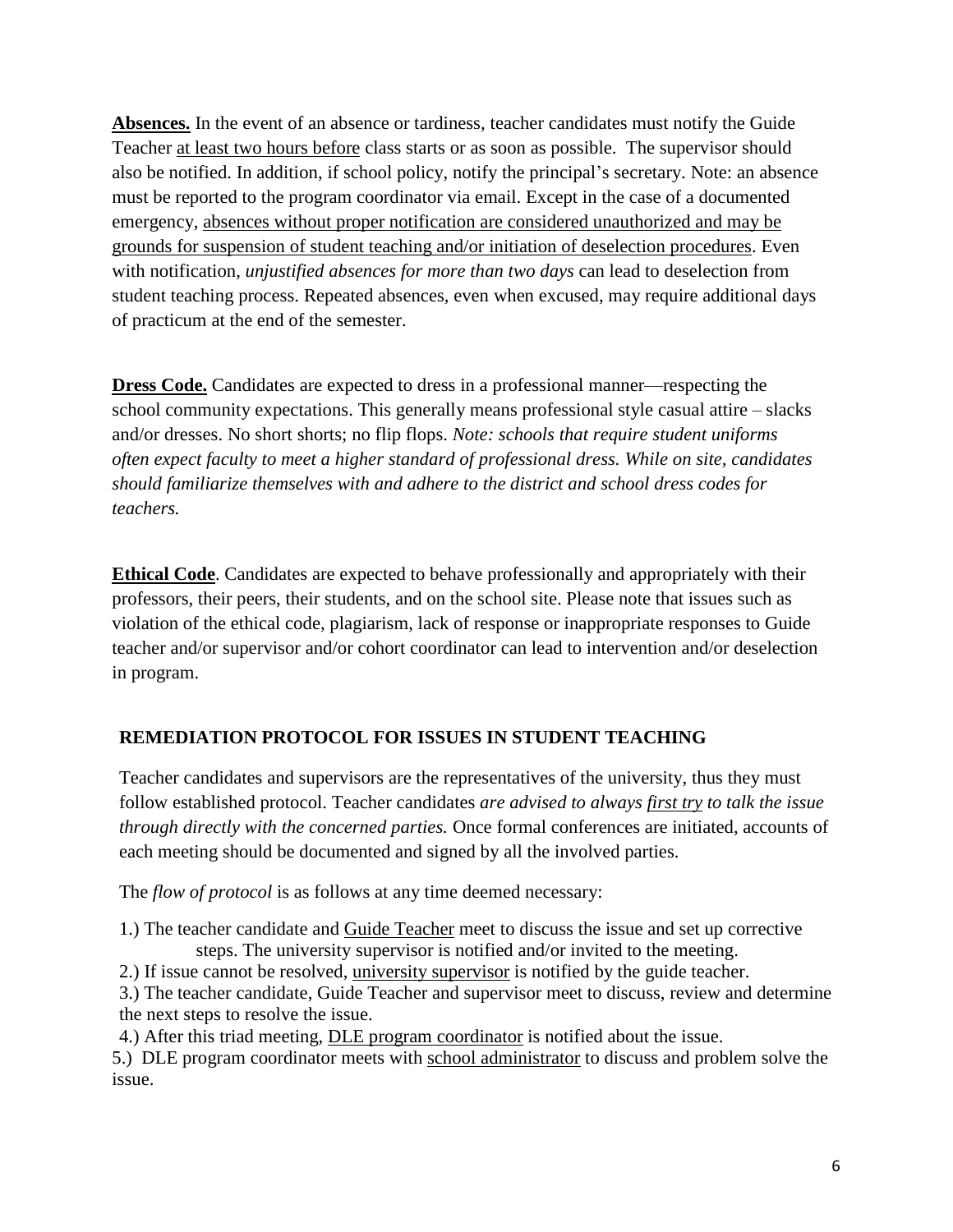**Absences.** In the event of an absence or tardiness, teacher candidates must notify the Guide Teacher <u>at least two hours before</u> class starts or as soon as possible. The supervisor should also be notified. In addition, if school policy, notify the principal's secretary. Note: an absence must be reported to the program coordinator via email. Except in the case of a documented emergency, <u>absences without proper notification are considered unauthorized and may be grounds for suspension of student teaching and/or initiation of deselection procedures</u>. Even with notification, *unjustified absences for more than two days* can lead to deselection from student teaching process. Repeated absences, even when excused, may require additional days of practicum at the end of the semester.

**Dress Code.** Candidates are expected to dress in a professional manner—respecting the school community expectations. This generally means professional style casual attire – slacks and/or dresses. No short shorts; no flip flops. *Note: schools that require student uniforms often expect faculty to meet a higher standard of professional dress. While on site, candidates should familiarize themselves with and adhere to the district and school dress codes for teachers.*

**Ethical Code**. Candidates are expected to behave professionally and appropriately with their professors, their peers, their students, and on the school site. Please note that issues such as violation of the ethical code, plagiarism, lack of response or inappropriate responses to Guide teacher and/or supervisor and/or cohort coordinator can lead to intervention and/or deselection in program.

## REMEDIATION PROTOCOL FOR ISSUES IN STUDENT TEACHING

Teacher candidates and supervisors are the representatives of the university, thus they must follow established protocol. Teacher candidates *are advised to always <u>first try</u> to talk the issue through directly with the concerned parties.* Once formal conferences are initiated, accounts of each meeting should be documented and signed by all the involved parties.

The *flow of protocol* is as follows at any time deemed necessary:

1.) The teacher candidate and <u>Guide Teacher</u> meet to discuss the issue and set up corrective steps. The university supervisor is notified and/or invited to the meeting.

2.) If issue cannot be resolved, <u>university supervisor</u> is notified by the guide teacher.

3.) The teacher candidate, Guide Teacher and supervisor meet to discuss, review and determine the next steps to resolve the issue.

4.) After this triad meeting, <u>DLE program coordinator</u> is notified about the issue.

5.) DLE program coordinator meets with <u>school administrator</u> to discuss and problem solve the issue.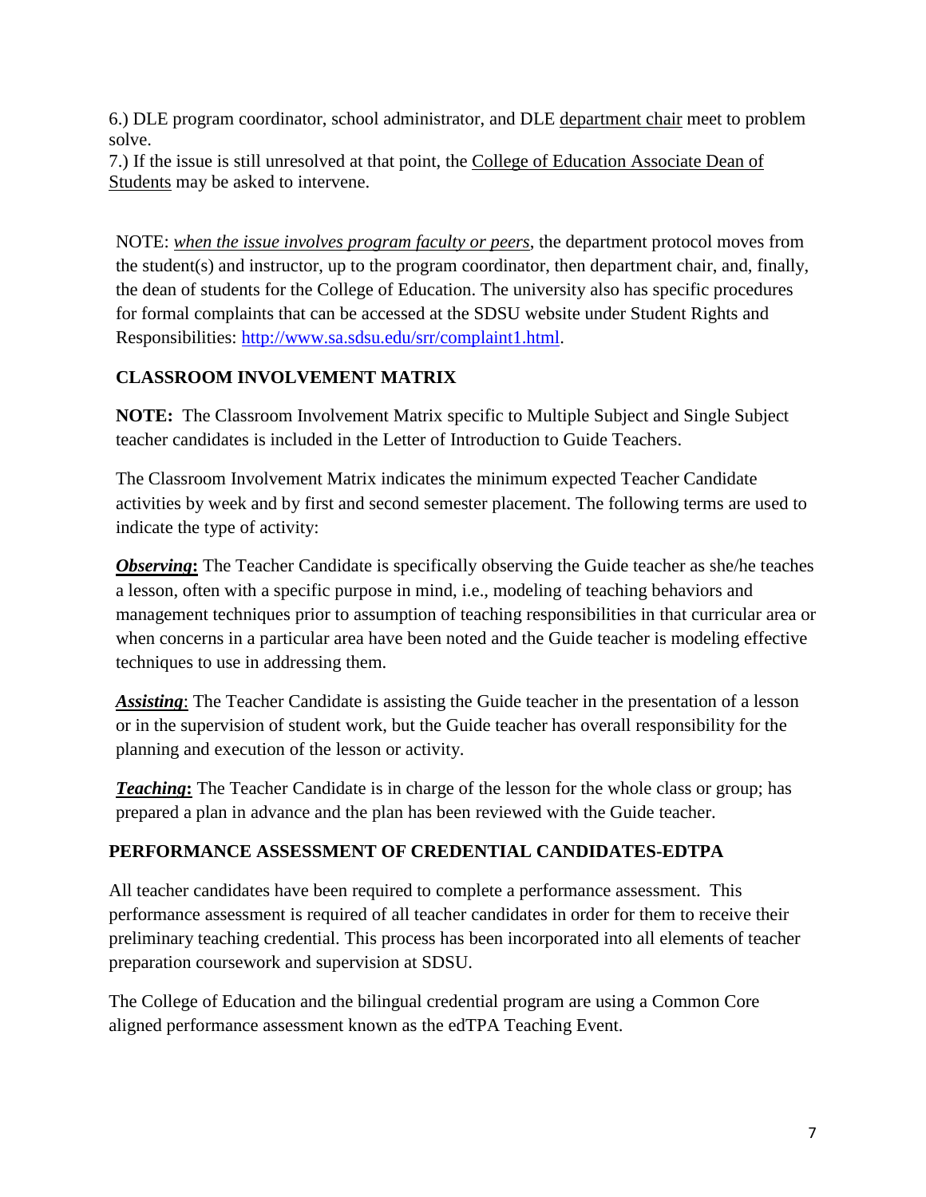6.) DLE program coordinator, school administrator, and DLE department chair meet to problem solve.
7.) If the issue is still unresolved at that point, the College of Education Associate Dean of Students may be asked to intervene.

NOTE: *when the issue involves program faculty or peers*, the department protocol moves from the student(s) and instructor, up to the program coordinator, then department chair, and, finally, the dean of students for the College of Education. The university also has specific procedures for formal complaints that can be accessed at the SDSU website under Student Rights and Responsibilities: http://www.sa.sdsu.edu/srr/complaint1.html.

## CLASSROOM INVOLVEMENT MATRIX

**NOTE:** The Classroom Involvement Matrix specific to Multiple Subject and Single Subject teacher candidates is included in the Letter of Introduction to Guide Teachers.

The Classroom Involvement Matrix indicates the minimum expected Teacher Candidate activities by week and by first and second semester placement. The following terms are used to indicate the type of activity:

***Observing*:** The Teacher Candidate is specifically observing the Guide teacher as she/he teaches a lesson, often with a specific purpose in mind, i.e., modeling of teaching behaviors and management techniques prior to assumption of teaching responsibilities in that curricular area or when concerns in a particular area have been noted and the Guide teacher is modeling effective techniques to use in addressing them.

***Assisting*:** The Teacher Candidate is assisting the Guide teacher in the presentation of a lesson or in the supervision of student work, but the Guide teacher has overall responsibility for the planning and execution of the lesson or activity.

***Teaching*:** The Teacher Candidate is in charge of the lesson for the whole class or group; has prepared a plan in advance and the plan has been reviewed with the Guide teacher.

## PERFORMANCE ASSESSMENT OF CREDENTIAL CANDIDATES-EDTPA

All teacher candidates have been required to complete a performance assessment. This performance assessment is required of all teacher candidates in order for them to receive their preliminary teaching credential. This process has been incorporated into all elements of teacher preparation coursework and supervision at SDSU.

The College of Education and the bilingual credential program are using a Common Core aligned performance assessment known as the edTPA Teaching Event.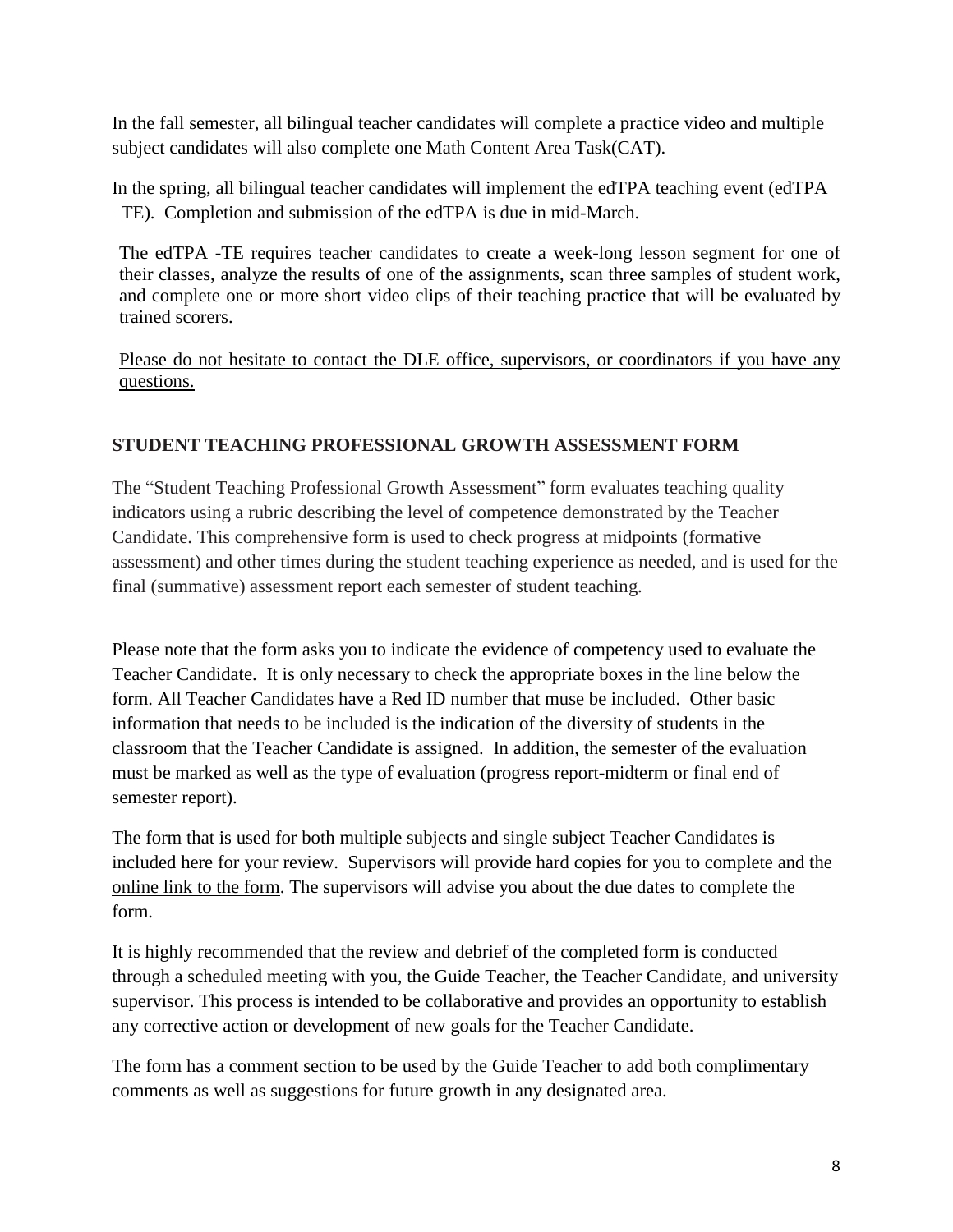In the fall semester, all bilingual teacher candidates will complete a practice video and multiple subject candidates will also complete one Math Content Area Task(CAT).

In the spring, all bilingual teacher candidates will implement the edTPA teaching event (edTPA –TE). Completion and submission of the edTPA is due in mid-March.

The edTPA -TE requires teacher candidates to create a week-long lesson segment for one of their classes, analyze the results of one of the assignments, scan three samples of student work, and complete one or more short video clips of their teaching practice that will be evaluated by trained scorers.

<u>Please do not hesitate to contact the DLE office, supervisors, or coordinators if you have any questions.</u>

## STUDENT TEACHING PROFESSIONAL GROWTH ASSESSMENT FORM

The "Student Teaching Professional Growth Assessment" form evaluates teaching quality indicators using a rubric describing the level of competence demonstrated by the Teacher Candidate. This comprehensive form is used to check progress at midpoints (formative assessment) and other times during the student teaching experience as needed, and is used for the final (summative) assessment report each semester of student teaching.

Please note that the form asks you to indicate the evidence of competency used to evaluate the Teacher Candidate. It is only necessary to check the appropriate boxes in the line below the form. All Teacher Candidates have a Red ID number that muse be included. Other basic information that needs to be included is the indication of the diversity of students in the classroom that the Teacher Candidate is assigned. In addition, the semester of the evaluation must be marked as well as the type of evaluation (progress report-midterm or final end of semester report).

The form that is used for both multiple subjects and single subject Teacher Candidates is included here for your review. <u>Supervisors will provide hard copies for you to complete and the online link to the form</u>. The supervisors will advise you about the due dates to complete the form.

It is highly recommended that the review and debrief of the completed form is conducted through a scheduled meeting with you, the Guide Teacher, the Teacher Candidate, and university supervisor. This process is intended to be collaborative and provides an opportunity to establish any corrective action or development of new goals for the Teacher Candidate.

The form has a comment section to be used by the Guide Teacher to add both complimentary comments as well as suggestions for future growth in any designated area.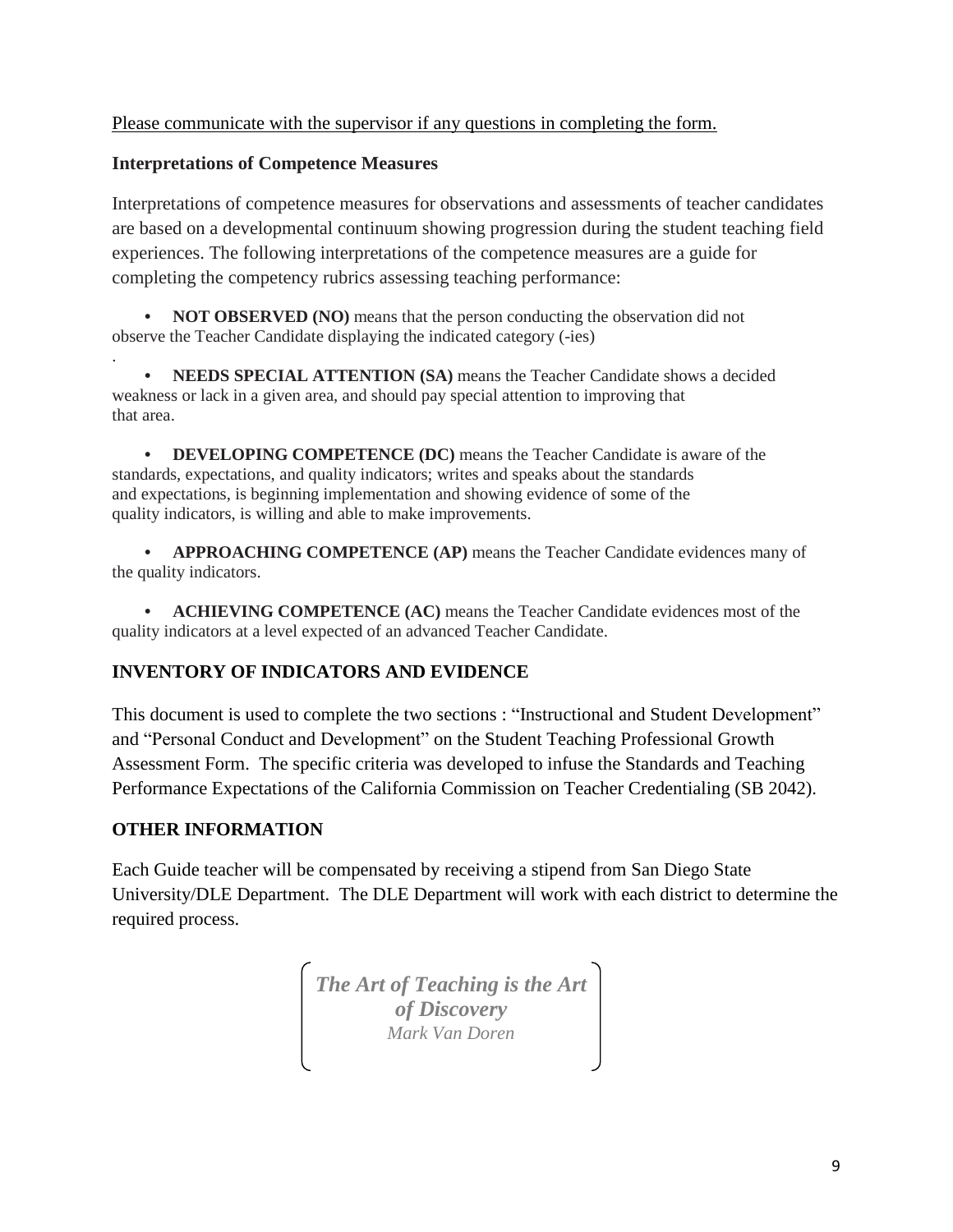Please communicate with the supervisor if any questions in completing the form.

**Interpretations of Competence Measures**

Interpretations of competence measures for observations and assessments of teacher candidates are based on a developmental continuum showing progression during the student teaching field experiences. The following interpretations of the competence measures are a guide for completing the competency rubrics assessing teaching performance:

- **NOT OBSERVED (NO)** means that the person conducting the observation did not observe the Teacher Candidate displaying the indicated category (-ies)
.
- **NEEDS SPECIAL ATTENTION (SA)** means the Teacher Candidate shows a decided weakness or lack in a given area, and should pay special attention to improving that that area.
- **DEVELOPING COMPETENCE (DC)** means the Teacher Candidate is aware of the standards, expectations, and quality indicators; writes and speaks about the standards and expectations, is beginning implementation and showing evidence of some of the quality indicators, is willing and able to make improvements.
- **APPROACHING COMPETENCE (AP)** means the Teacher Candidate evidences many of the quality indicators.
- **ACHIEVING COMPETENCE (AC)** means the Teacher Candidate evidences most of the quality indicators at a level expected of an advanced Teacher Candidate.

## INVENTORY OF INDICATORS AND EVIDENCE

This document is used to complete the two sections : "Instructional and Student Development" and "Personal Conduct and Development" on the Student Teaching Professional Growth Assessment Form. The specific criteria was developed to infuse the Standards and Teaching Performance Expectations of the California Commission on Teacher Credentialing (SB 2042).

## OTHER INFORMATION

Each Guide teacher will be compensated by receiving a stipend from San Diego State University/DLE Department. The DLE Department will work with each district to determine the required process.

> ***The Art of Teaching is the Art of Discovery***
> *Mark Van Doren*